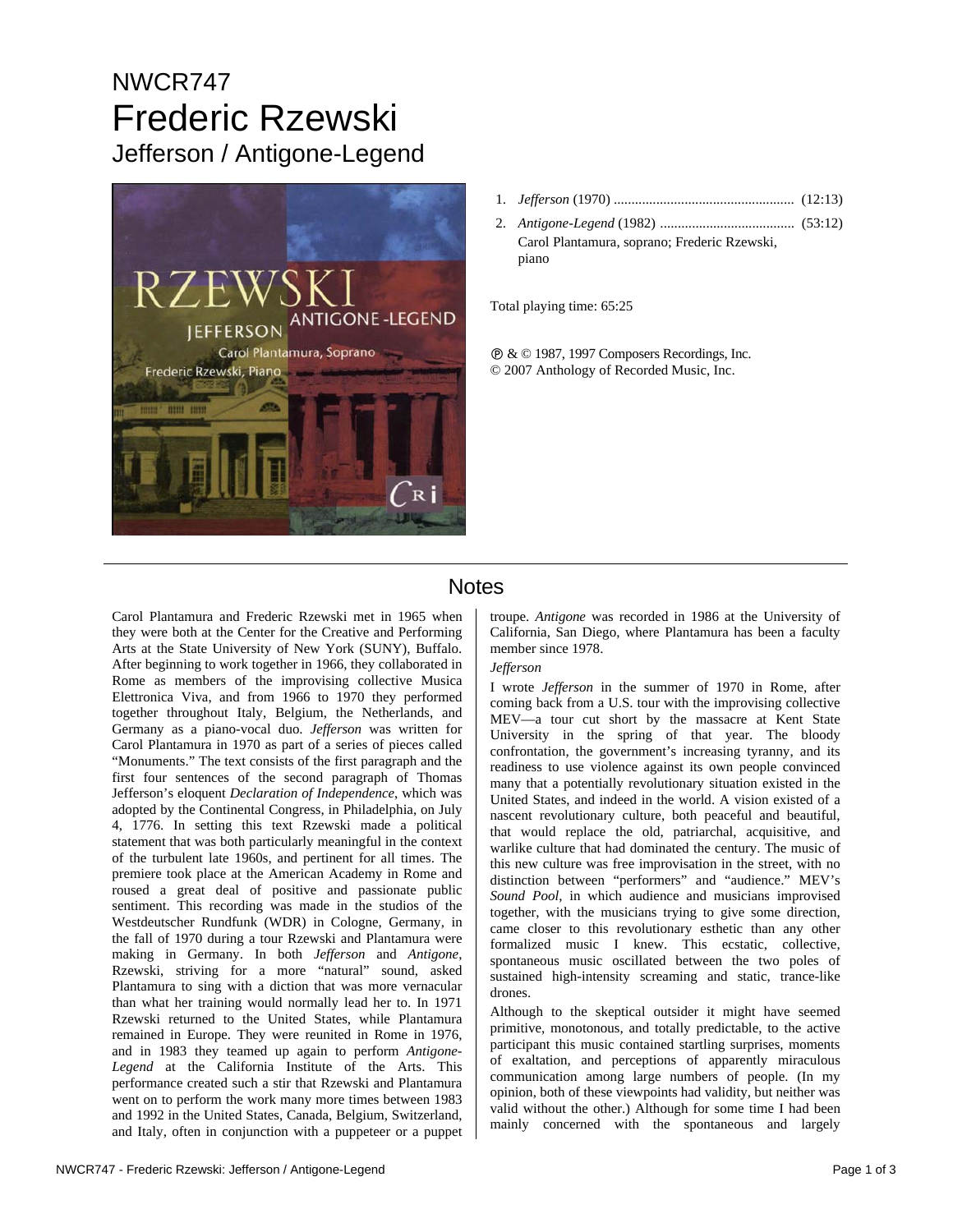# NWCR747

# Frederic Rzewski

## Jefferson / Antigone-Legend

1. *Jefferson* (1970) .................................................. (12:13)
2. *Antigone-Legend* (1982) ...................................... (53:12)
   Carol Plantamura, soprano; Frederic Rzewski, piano

Total playing time: 65:25

℗ & © 1987, 1997 Composers Recordings, Inc.
© 2007 Anthology of Recorded Music, Inc.

## Notes

Carol Plantamura and Frederic Rzewski met in 1965 when they were both at the Center for the Creative and Performing Arts at the State University of New York (SUNY), Buffalo. After beginning to work together in 1966, they collaborated in Rome as members of the improvising collective Musica Elettronica Viva, and from 1966 to 1970 they performed together throughout Italy, Belgium, the Netherlands, and Germany as a piano-vocal duo. *Jefferson* was written for Carol Plantamura in 1970 as part of a series of pieces called "Monuments." The text consists of the first paragraph and the first four sentences of the second paragraph of Thomas Jefferson's eloquent *Declaration of Independence*, which was adopted by the Continental Congress, in Philadelphia, on July 4, 1776. In setting this text Rzewski made a political statement that was both particularly meaningful in the context of the turbulent late 1960s, and pertinent for all times. The premiere took place at the American Academy in Rome and roused a great deal of positive and passionate public sentiment. This recording was made in the studios of the Westdeutscher Rundfunk (WDR) in Cologne, Germany, in the fall of 1970 during a tour Rzewski and Plantamura were making in Germany. In both *Jefferson* and *Antigone*, Rzewski, striving for a more "natural" sound, asked Plantamura to sing with a diction that was more vernacular than what her training would normally lead her to. In 1971 Rzewski returned to the United States, while Plantamura remained in Europe. They were reunited in Rome in 1976, and in 1983 they teamed up again to perform *Antigone-Legend* at the California Institute of the Arts. This performance created such a stir that Rzewski and Plantamura went on to perform the work many more times between 1983 and 1992 in the United States, Canada, Belgium, Switzerland, and Italy, often in conjunction with a puppeteer or a puppet troupe. *Antigone* was recorded in 1986 at the University of California, San Diego, where Plantamura has been a faculty member since 1978.

*Jefferson*

I wrote *Jefferson* in the summer of 1970 in Rome, after coming back from a U.S. tour with the improvising collective MEV—a tour cut short by the massacre at Kent State University in the spring of that year. The bloody confrontation, the government's increasing tyranny, and its readiness to use violence against its own people convinced many that a potentially revolutionary situation existed in the United States, and indeed in the world. A vision existed of a nascent revolutionary culture, both peaceful and beautiful, that would replace the old, patriarchal, acquisitive, and warlike culture that had dominated the century. The music of this new culture was free improvisation in the street, with no distinction between "performers" and "audience." MEV's *Sound Pool*, in which audience and musicians improvised together, with the musicians trying to give some direction, came closer to this revolutionary esthetic than any other formalized music I knew. This ecstatic, collective, spontaneous music oscillated between the two poles of sustained high-intensity screaming and static, trance-like drones.

Although to the skeptical outsider it might have seemed primitive, monotonous, and totally predictable, to the active participant this music contained startling surprises, moments of exaltation, and perceptions of apparently miraculous communication among large numbers of people. (In my opinion, both of these viewpoints had validity, but neither was valid without the other.) Although for some time I had been mainly concerned with the spontaneous and largely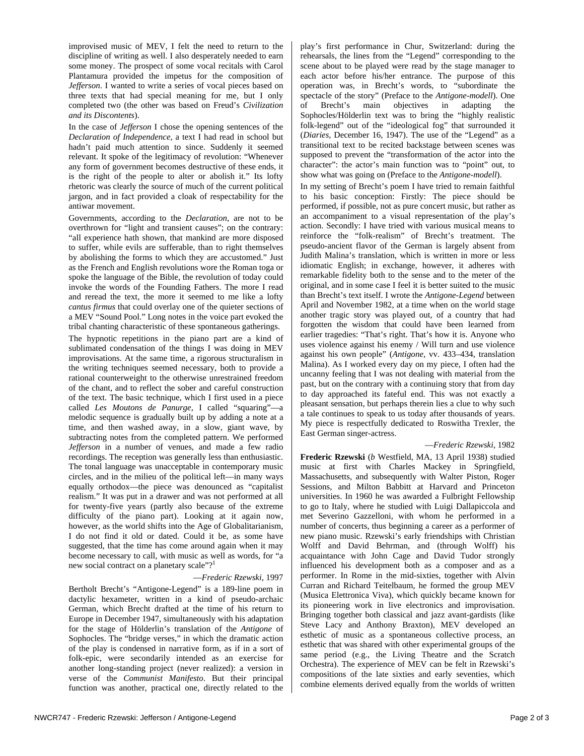improvised music of MEV, I felt the need to return to the discipline of writing as well. I also desperately needed to earn some money. The prospect of some vocal recitals with Carol Plantamura provided the impetus for the composition of *Jefferson*. I wanted to write a series of vocal pieces based on three texts that had special meaning for me, but I only completed two (the other was based on Freud's *Civilization and its Discontents*).

In the case of *Jefferson* I chose the opening sentences of the *Declaration of Independence*, a text I had read in school but hadn't paid much attention to since. Suddenly it seemed relevant. It spoke of the legitimacy of revolution: "Whenever any form of government becomes destructive of these ends, it is the right of the people to alter or abolish it." Its lofty rhetoric was clearly the source of much of the current political jargon, and in fact provided a cloak of respectability for the antiwar movement.

Governments, according to the *Declaration*, are not to be overthrown for "light and transient causes"; on the contrary: "all experience hath shown, that mankind are more disposed to suffer, while evils are sufferable, than to right themselves by abolishing the forms to which they are accustomed." Just as the French and English revolutions wore the Roman toga or spoke the language of the Bible, the revolution of today could invoke the words of the Founding Fathers. The more I read and reread the text, the more it seemed to me like a lofty *cantus firmus* that could overlay one of the quieter sections of a MEV "Sound Pool." Long notes in the voice part evoked the tribal chanting characteristic of these spontaneous gatherings.

The hypnotic repetitions in the piano part are a kind of sublimated condensation of the things I was doing in MEV improvisations. At the same time, a rigorous structuralism in the writing techniques seemed necessary, both to provide a rational counterweight to the otherwise unrestrained freedom of the chant, and to reflect the sober and careful construction of the text. The basic technique, which I first used in a piece called *Les Moutons de Panurge*, I called "squaring"—a melodic sequence is gradually built up by adding a note at a time, and then washed away, in a slow, giant wave, by subtracting notes from the completed pattern. We performed *Jefferson* in a number of venues, and made a few radio recordings. The reception was generally less than enthusiastic. The tonal language was unacceptable in contemporary music circles, and in the milieu of the political left—in many ways equally orthodox—the piece was denounced as "capitalist realism." It was put in a drawer and was not performed at all for twenty-five years (partly also because of the extreme difficulty of the piano part). Looking at it again now, however, as the world shifts into the Age of Globalitarianism, I do not find it old or dated. Could it be, as some have suggested, that the time has come around again when it may become necessary to call, with music as well as words, for "a new social contract on a planetary scale"?[1]

—*Frederic Rzewski*, 1997

Bertholt Brecht's "Antigone-Legend" is a 189-line poem in dactylic hexameter, written in a kind of pseudo-archaic German, which Brecht drafted at the time of his return to Europe in December 1947, simultaneously with his adaptation for the stage of Hölderlin's translation of the *Antigone* of Sophocles. The "bridge verses," in which the dramatic action of the play is condensed in narrative form, as if in a sort of folk-epic, were secondarily intended as an exercise for another long-standing project (never realized): a version in verse of the *Communist Manifesto*. But their principal function was another, practical one, directly related to the play's first performance in Chur, Switzerland: during the rehearsals, the lines from the "Legend" corresponding to the scene about to be played were read by the stage manager to each actor before his/her entrance. The purpose of this operation was, in Brecht's words, to "subordinate the spectacle of the story" (Preface to the *Antigone-modell*). One of Brecht's main objectives in adapting the Sophocles/Hölderlin text was to bring the "highly realistic folk-legend" out of the "ideological fog" that surrounded it (*Diaries*, December 16, 1947). The use of the "Legend" as a transitional text to be recited backstage between scenes was supposed to prevent the "transformation of the actor into the character": the actor's main function was to "point" out, to show what was going on (Preface to the *Antigone-modell*).

In my setting of Brecht's poem I have tried to remain faithful to his basic conception: Firstly: The piece should be performed, if possible, not as pure concert music, but rather as an accompaniment to a visual representation of the play's action. Secondly: I have tried with various musical means to reinforce the "folk-realism" of Brecht's treatment. The pseudo-ancient flavor of the German is largely absent from Judith Malina's translation, which is written in more or less idiomatic English; in exchange, however, it adheres with remarkable fidelity both to the sense and to the meter of the original, and in some case I feel it is better suited to the music than Brecht's text itself. I wrote the *Antigone-Legend* between April and November 1982, at a time when on the world stage another tragic story was played out, of a country that had forgotten the wisdom that could have been learned from earlier tragedies: "That's right. That's how it is. Anyone who uses violence against his enemy / Will turn and use violence against his own people" (*Antigone*, vv. 433–434, translation Malina). As I worked every day on my piece, I often had the uncanny feeling that I was not dealing with material from the past, but on the contrary with a continuing story that from day to day approached its fateful end. This was not exactly a pleasant sensation, but perhaps therein lies a clue to why such a tale continues to speak to us today after thousands of years. My piece is respectfully dedicated to Roswitha Trexler, the East German singer-actress.

—*Frederic Rzewski*, 1982

**Frederic Rzewski** (*b* Westfield, MA, 13 April 1938) studied music at first with Charles Mackey in Springfield, Massachusetts, and subsequently with Walter Piston, Roger Sessions, and Milton Babbitt at Harvard and Princeton universities. In 1960 he was awarded a Fulbright Fellowship to go to Italy, where he studied with Luigi Dallapiccola and met Severino Gazzelloni, with whom he performed in a number of concerts, thus beginning a career as a performer of new piano music. Rzewski's early friendships with Christian Wolff and David Behrman, and (through Wolff) his acquaintance with John Cage and David Tudor strongly influenced his development both as a composer and as a performer. In Rome in the mid-sixties, together with Alvin Curran and Richard Teitelbaum, he formed the group MEV (Musica Elettronica Viva), which quickly became known for its pioneering work in live electronics and improvisation. Bringing together both classical and jazz avant-gardists (like Steve Lacy and Anthony Braxton), MEV developed an esthetic of music as a spontaneous collective process, an esthetic that was shared with other experimental groups of the same period (e.g., the Living Theatre and the Scratch Orchestra). The experience of MEV can be felt in Rzewski's compositions of the late sixties and early seventies, which combine elements derived equally from the worlds of written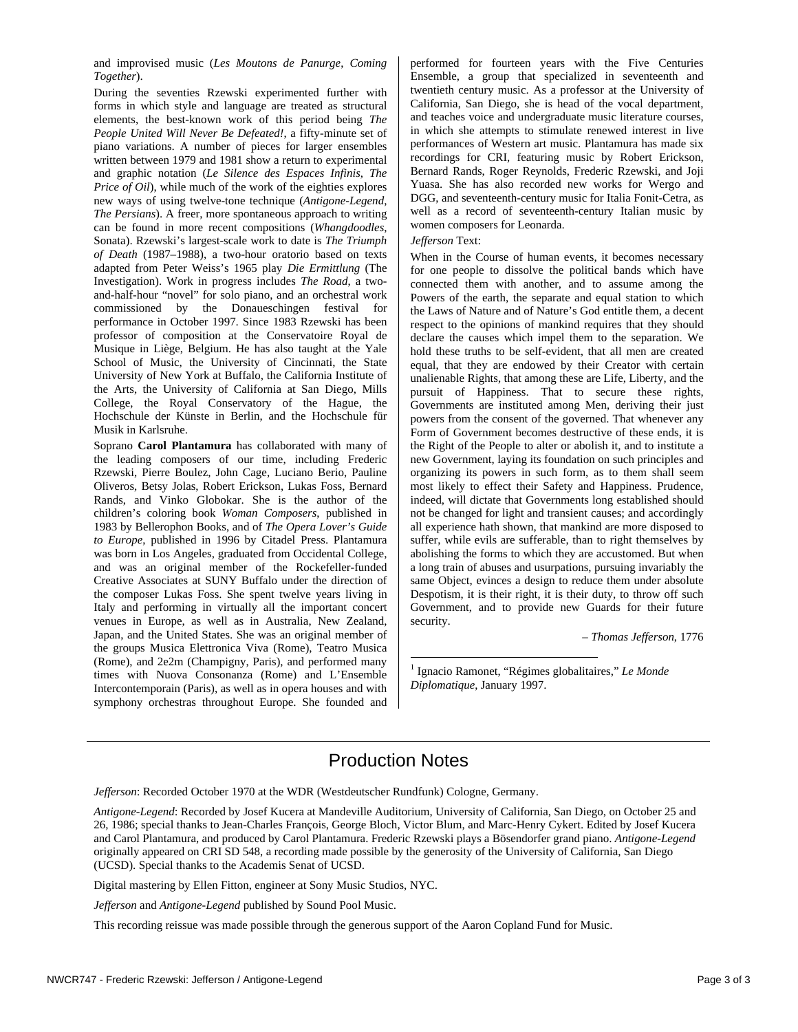and improvised music (*Les Moutons de Panurge*, *Coming Together*).

During the seventies Rzewski experimented further with forms in which style and language are treated as structural elements, the best-known work of this period being *The People United Will Never Be Defeated!*, a fifty-minute set of piano variations. A number of pieces for larger ensembles written between 1979 and 1981 show a return to experimental and graphic notation (*Le Silence des Espaces Infinis*, *The Price of Oil*), while much of the work of the eighties explores new ways of using twelve-tone technique (*Antigone-Legend*, *The Persians*). A freer, more spontaneous approach to writing can be found in more recent compositions (*Whangdoodles*, Sonata). Rzewski's largest-scale work to date is *The Triumph of Death* (1987–1988), a two-hour oratorio based on texts adapted from Peter Weiss's 1965 play *Die Ermittlung* (The Investigation). Work in progress includes *The Road*, a two-and-half-hour "novel" for solo piano, and an orchestral work commissioned by the Donaueschingen festival for performance in October 1997. Since 1983 Rzewski has been professor of composition at the Conservatoire Royal de Musique in Liège, Belgium. He has also taught at the Yale School of Music, the University of Cincinnati, the State University of New York at Buffalo, the California Institute of the Arts, the University of California at San Diego, Mills College, the Royal Conservatory of the Hague, the Hochschule der Künste in Berlin, and the Hochschule für Musik in Karlsruhe.

Soprano **Carol Plantamura** has collaborated with many of the leading composers of our time, including Frederic Rzewski, Pierre Boulez, John Cage, Luciano Berio, Pauline Oliveros, Betsy Jolas, Robert Erickson, Lukas Foss, Bernard Rands, and Vinko Globokar. She is the author of the children's coloring book *Woman Composers*, published in 1983 by Bellerophon Books, and of *The Opera Lover's Guide to Europe*, published in 1996 by Citadel Press. Plantamura was born in Los Angeles, graduated from Occidental College, and was an original member of the Rockefeller-funded Creative Associates at SUNY Buffalo under the direction of the composer Lukas Foss. She spent twelve years living in Italy and performing in virtually all the important concert venues in Europe, as well as in Australia, New Zealand, Japan, and the United States. She was an original member of the groups Musica Elettronica Viva (Rome), Teatro Musica (Rome), and 2e2m (Champigny, Paris), and performed many times with Nuova Consonanza (Rome) and L'Ensemble Intercontemporain (Paris), as well as in opera houses and with symphony orchestras throughout Europe. She founded and performed for fourteen years with the Five Centuries Ensemble, a group that specialized in seventeenth and twentieth century music. As a professor at the University of California, San Diego, she is head of the vocal department, and teaches voice and undergraduate music literature courses, in which she attempts to stimulate renewed interest in live performances of Western art music. Plantamura has made six recordings for CRI, featuring music by Robert Erickson, Bernard Rands, Roger Reynolds, Frederic Rzewski, and Joji Yuasa. She has also recorded new works for Wergo and DGG, and seventeenth-century music for Italia Fonit-Cetra, as well as a record of seventeenth-century Italian music by women composers for Leonarda.

*Jefferson* Text:

When in the Course of human events, it becomes necessary for one people to dissolve the political bands which have connected them with another, and to assume among the Powers of the earth, the separate and equal station to which the Laws of Nature and of Nature's God entitle them, a decent respect to the opinions of mankind requires that they should declare the causes which impel them to the separation. We hold these truths to be self-evident, that all men are created equal, that they are endowed by their Creator with certain unalienable Rights, that among these are Life, Liberty, and the pursuit of Happiness. That to secure these rights, Governments are instituted among Men, deriving their just powers from the consent of the governed. That whenever any Form of Government becomes destructive of these ends, it is the Right of the People to alter or abolish it, and to institute a new Government, laying its foundation on such principles and organizing its powers in such form, as to them shall seem most likely to effect their Safety and Happiness. Prudence, indeed, will dictate that Governments long established should not be changed for light and transient causes; and accordingly all experience hath shown, that mankind are more disposed to suffer, while evils are sufferable, than to right themselves by abolishing the forms to which they are accustomed. But when a long train of abuses and usurpations, pursuing invariably the same Object, evinces a design to reduce them under absolute Despotism, it is their right, it is their duty, to throw off such Government, and to provide new Guards for their future security.

– *Thomas Jefferson*, 1776

[1] Ignacio Ramonet, "Régimes globalitaires," *Le Monde Diplomatique*, January 1997.

## Production Notes

*Jefferson*: Recorded October 1970 at the WDR (Westdeutscher Rundfunk) Cologne, Germany.

*Antigone-Legend*: Recorded by Josef Kucera at Mandeville Auditorium, University of California, San Diego, on October 25 and 26, 1986; special thanks to Jean-Charles François, George Bloch, Victor Blum, and Marc-Henry Cykert. Edited by Josef Kucera and Carol Plantamura, and produced by Carol Plantamura. Frederic Rzewski plays a Bösendorfer grand piano. *Antigone-Legend* originally appeared on CRI SD 548, a recording made possible by the generosity of the University of California, San Diego (UCSD). Special thanks to the Academis Senat of UCSD.

Digital mastering by Ellen Fitton, engineer at Sony Music Studios, NYC.

*Jefferson* and *Antigone-Legend* published by Sound Pool Music.

This recording reissue was made possible through the generous support of the Aaron Copland Fund for Music.